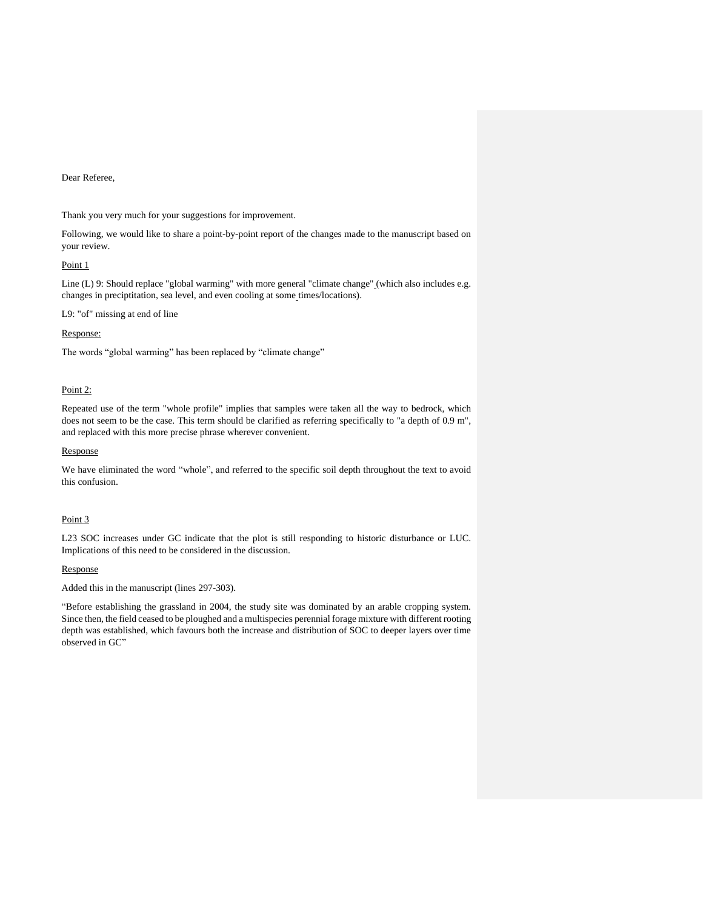Dear Referee,

Thank you very much for your suggestions for improvement.

Following, we would like to share a point-by-point report of the changes made to the manuscript based on your review.

Point 1

Line (L) 9: Should replace "global warming" with more general "climate change" (which also includes e.g. changes in preciptitation, sea level, and even cooling at some times/locations).

L9: "of" missing at end of line

Response:

The words "global warming" has been replaced by "climate change"

Point 2:

Repeated use of the term "whole profile" implies that samples were taken all the way to bedrock, which does not seem to be the case. This term should be clarified as referring specifically to "a depth of 0.9 m", and replaced with this more precise phrase wherever convenient.

Response

We have eliminated the word "whole", and referred to the specific soil depth throughout the text to avoid this confusion.

Point 3

L23 SOC increases under GC indicate that the plot is still responding to historic disturbance or LUC. Implications of this need to be considered in the discussion.

Response

Added this in the manuscript (lines 297-303).

"Before establishing the grassland in 2004, the study site was dominated by an arable cropping system. Since then, the field ceased to be ploughed and a multispecies perennial forage mixture with different rooting depth was established, which favours both the increase and distribution of SOC to deeper layers over time observed in GC"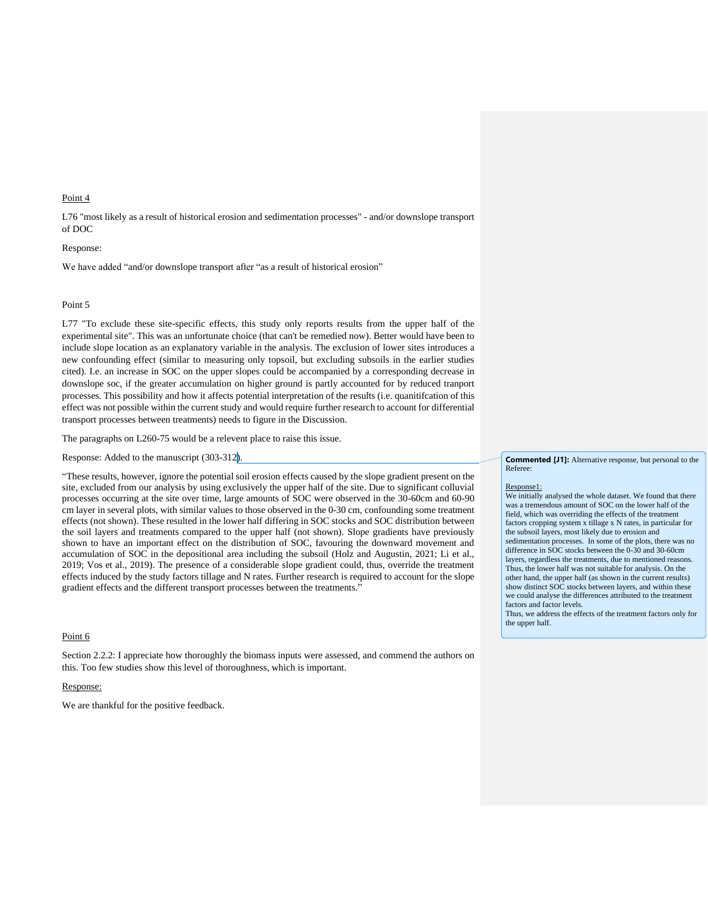Point 4

L76 "most likely as a result of historical erosion and sedimentation processes" - and/or downslope transport of DOC

Response:

We have added "and/or downslope transport after "as a result of historical erosion"

Point 5

L77 "To exclude these site-specific effects, this study only reports results from the upper half of the experimental site". This was an unfortunate choice (that can't be remedied now). Better would have been to include slope location as an explanatory variable in the analysis. The exclusion of lower sites introduces a new confounding effect (similar to measuring only topsoil, but excluding subsoils in the earlier studies cited). I.e. an increase in SOC on the upper slopes could be accompanied by a corresponding decrease in downslope soc, if the greater accumulation on higher ground is partly accounted for by reduced tranport processes. This possibility and how it affects potential interpretation of the results (i.e. quanitifcation of this effect was not possible within the current study and would require further research to account for differential transport processes between treatments) needs to figure in the Discussion.

The paragraphs on L260-75 would be a relevent place to raise this issue.

Response: Added to the manuscript (303-312).

"These results, however, ignore the potential soil erosion effects caused by the slope gradient present on the site, excluded from our analysis by using exclusively the upper half of the site. Due to significant colluvial processes occurring at the site over time, large amounts of SOC were observed in the 30-60cm and 60-90 cm layer in several plots, with similar values to those observed in the 0-30 cm, confounding some treatment effects (not shown). These resulted in the lower half differing in SOC stocks and SOC distribution between the soil layers and treatments compared to the upper half (not shown). Slope gradients have previously shown to have an important effect on the distribution of SOC, favouring the downward movement and accumulation of SOC in the depositional area including the subsoil (Holz and Augustin, 2021; Li et al., 2019; Vos et al., 2019). The presence of a considerable slope gradient could, thus, override the treatment effects induced by the study factors tillage and N rates. Further research is required to account for the slope gradient effects and the different transport processes between the treatments."

> **Commented [J1]:** Alternative response, but personal to the Referee:
>
> Response1:
> We initially analysed the whole dataset. We found that there was a tremendous amount of SOC on the lower half of the field, which was overriding the effects of the treatment factors cropping system x tillage x N rates, in particular for the subsoil layers, most likely due to erosion and sedimentation processes. In some of the plots, there was no difference in SOC stocks between the 0-30 and 30-60cm layers, regardless the treatments, due to mentioned reasons. Thus, the lower half was not suitable for analysis. On the other hand, the upper half (as shown in the current results) show distinct SOC stocks between layers, and within these we could analyse the differences attributed to the treatment factors and factor levels.
> Thus, we address the effects of the treatment factors only for the upper half.

Point 6

Section 2.2.2: I appreciate how thoroughly the biomass inputs were assessed, and commend the authors on this. Too few studies show this level of thoroughness, which is important.

Response:

We are thankful for the positive feedback.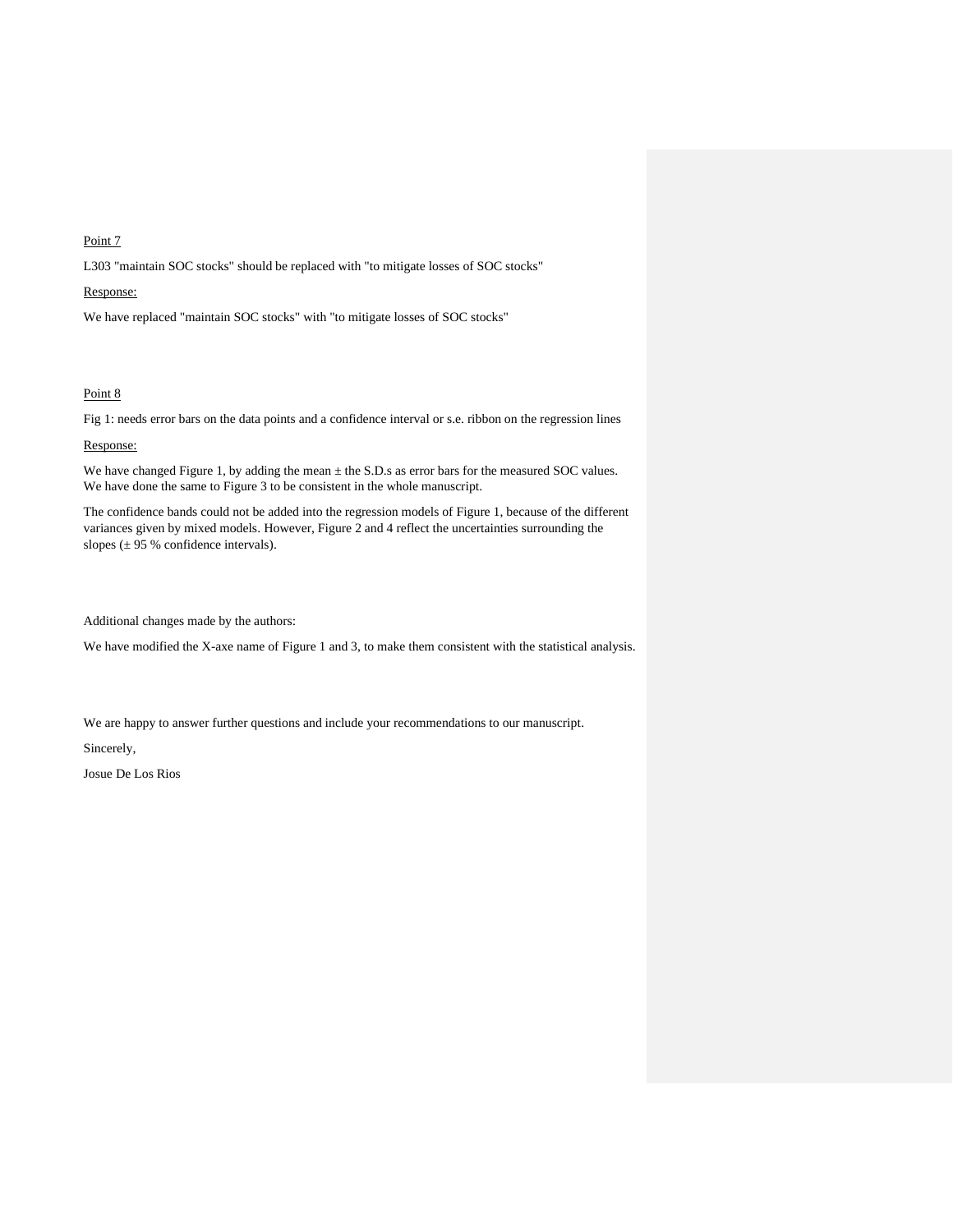<u>Point 7</u>

L303 "maintain SOC stocks" should be replaced with "to mitigate losses of SOC stocks"

<u>Response:</u>

We have replaced "maintain SOC stocks" with "to mitigate losses of SOC stocks"

<u>Point 8</u>

Fig 1: needs error bars on the data points and a confidence interval or s.e. ribbon on the regression lines

<u>Response:</u>

We have changed Figure 1, by adding the mean ± the S.D.s as error bars for the measured SOC values. We have done the same to Figure 3 to be consistent in the whole manuscript.

The confidence bands could not be added into the regression models of Figure 1, because of the different variances given by mixed models. However, Figure 2 and 4 reflect the uncertainties surrounding the slopes (± 95 % confidence intervals).

Additional changes made by the authors:

We have modified the X-axe name of Figure 1 and 3, to make them consistent with the statistical analysis.

We are happy to answer further questions and include your recommendations to our manuscript.

Sincerely,

Josue De Los Rios